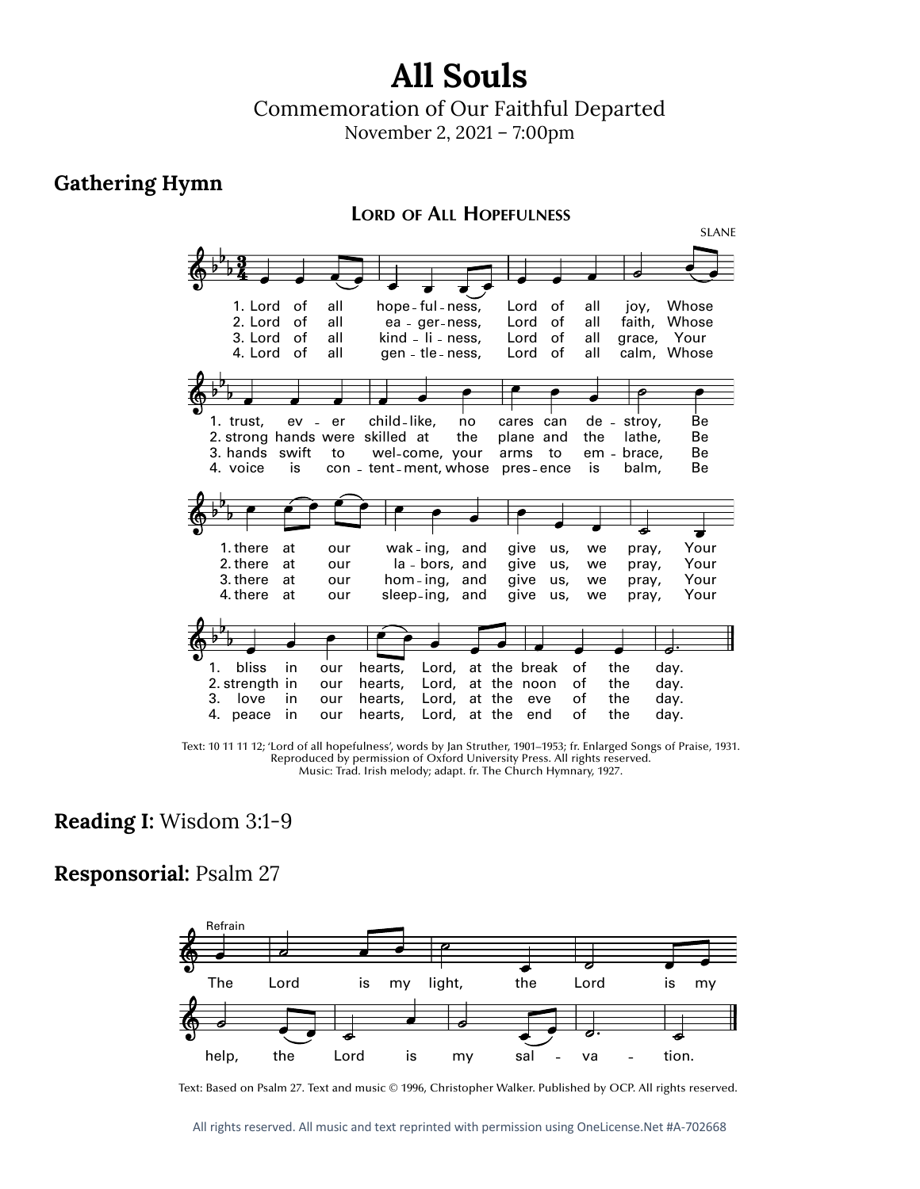# All Souls

Commemoration of Our Faithful Departed

November 2, 2021 – 7:00pm

## Gathering Hymn

### Lord of All Hopefulness

SLANE

1. Lord of all hopefulness, Lord of all joy, Whose trust, ever childlike, no cares can destroy, Be there at our waking, and give us, we pray, Your bliss in our hearts, Lord, at the break of the day.
2. Lord of all eagerness, Lord of all faith, Whose strong hands were skilled at the plane and the lathe, Be there at our labors, and give us, we pray, Your strength in our hearts, Lord, at the noon of the day.
3. Lord of all kindliness, Lord of all grace, Your hands swift to welcome, your arms to embrace, Be there at our homing, and give us, we pray, Your love in our hearts, Lord, at the eve of the day.
4. Lord of all gentleness, Lord of all calm, Whose voice is contentment, whose presence is balm, Be there at our sleeping, and give us, we pray, Your peace in our hearts, Lord, at the end of the day.

Text: 10 11 11 12; 'Lord of all hopefulness', words by Jan Struther, 1901–1953; fr. Enlarged Songs of Praise, 1931. Reproduced by permission of Oxford University Press. All rights reserved.
Music: Trad. Irish melody; adapt. fr. The Church Hymnary, 1927.

**Reading I:** Wisdom 3:1-9

**Responsorial:** Psalm 27

Refrain

The Lord is my light, the Lord is my help, the Lord is my salvation.

Text: Based on Psalm 27. Text and music © 1996, Christopher Walker. Published by OCP. All rights reserved.

All rights reserved. All music and text reprinted with permission using OneLicense.Net #A-702668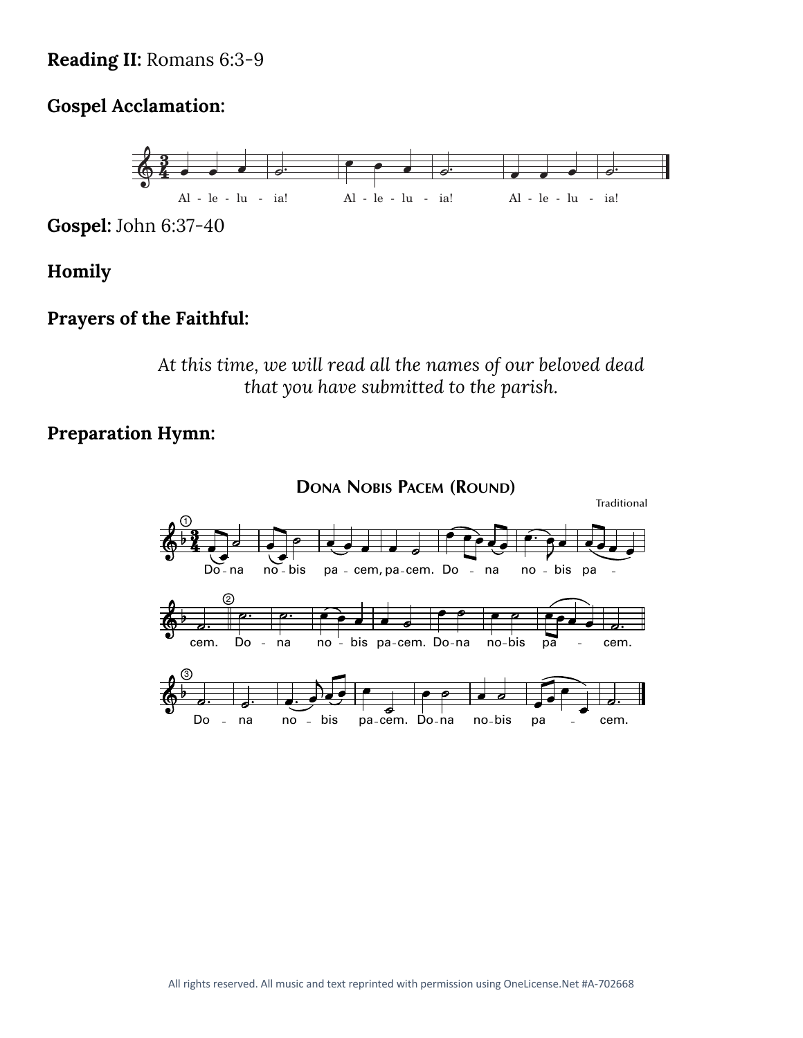**Reading II:** Romans 6:3-9

**Gospel Acclamation:**

Al - le - lu - ia! Al - le - lu - ia! Al - le - lu - ia!

**Gospel:** John 6:37-40

**Homily**

**Prayers of the Faithful:**

*At this time, we will read all the names of our beloved dead that you have submitted to the parish.*

**Preparation Hymn:**

**DONA NOBIS PACEM (ROUND)**

Traditional

① Do - na no - bis pa - cem, pa - cem. Do - na no - bis pa - cem.

② Do - na no - bis pa - cem. Do - na no - bis pa - cem.

③ Do - na no - bis pa - cem. Do - na no - bis pa - cem.

All rights reserved. All music and text reprinted with permission using OneLicense.Net #A-702668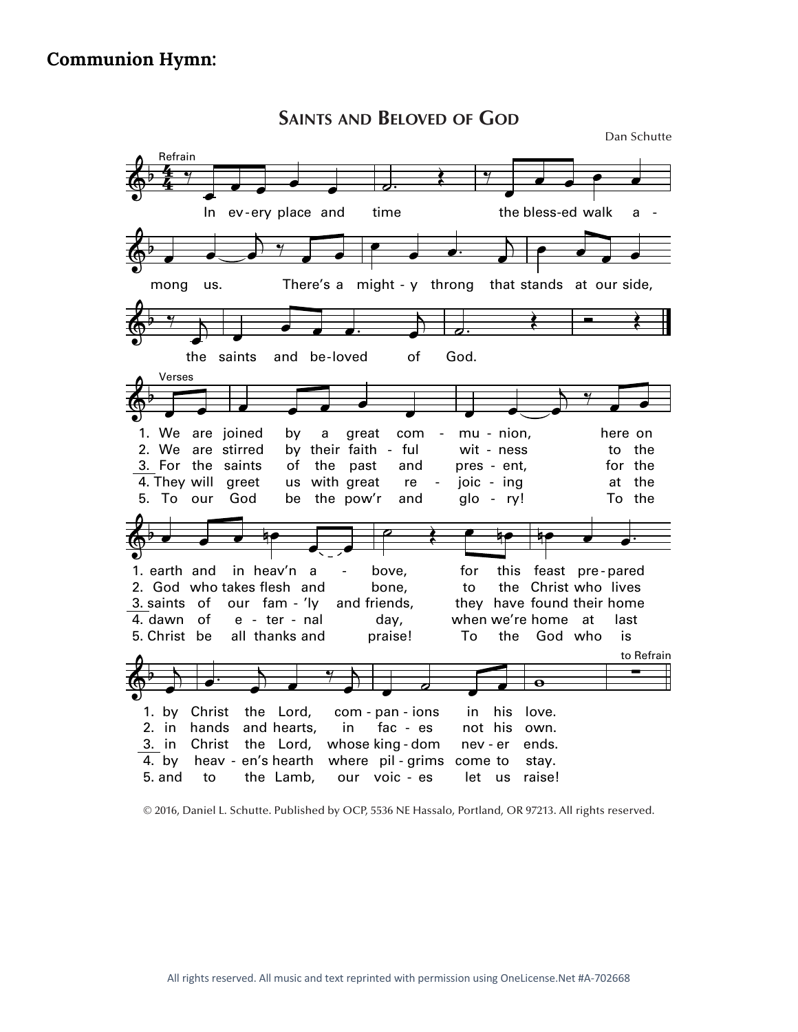**Communion Hymn:**

## Saints and Beloved of God

Dan Schutte

Refrain

In every place and time the blessed walk among us. There's a mighty throng that stands at our side, the saints and beloved of God.

Verses

1. We are joined by a great communion, here on earth and in heav'n above, for this feast prepared by Christ the Lord, companions in his love.
2. We are stirred by their faithful witness to the God who takes flesh and bone, to the Christ who lives in hands and hearts, in faces not his own.
3. For the saints of the past and present, for the saints of our fam'ly and friends, they have found their home in Christ the Lord, whose kingdom never ends.
4. They will greet us with great rejoicing at the dawn of eternal day, when we're home at last by heaven's hearth where pilgrims come to stay.
5. To our God be the pow'r and glory! To the Christ be all thanks and praise! To the God who is and to the Lamb, our voices let us raise!

to Refrain

© 2016, Daniel L. Schutte. Published by OCP, 5536 NE Hassalo, Portland, OR 97213. All rights reserved.

All rights reserved. All music and text reprinted with permission using OneLicense.Net #A-702668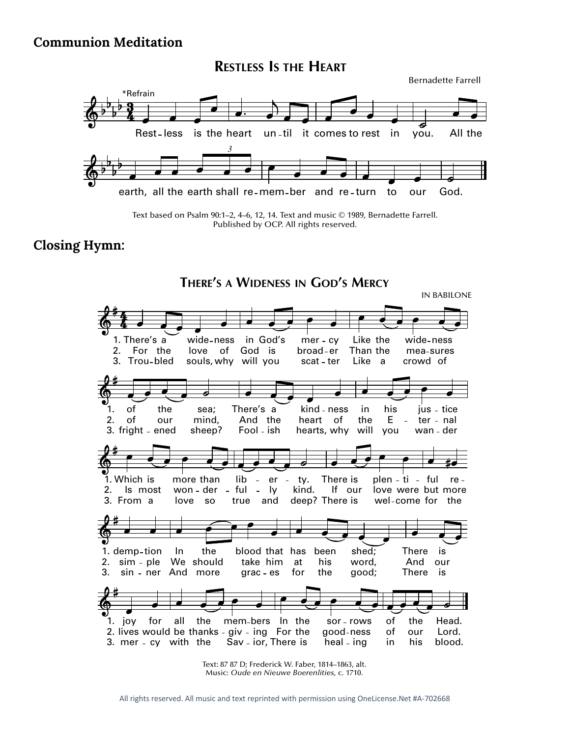## Communion Meditation

### Restless Is the Heart

Bernadette Farrell

*Refrain

Rest-less is the heart un-til it comes to rest in you. All the earth, all the earth shall re-mem-ber and re-turn to our God.

Text based on Psalm 90:1–2, 4–6, 12, 14. Text and music © 1989, Bernadette Farrell.
Published by OCP. All rights reserved.

## Closing Hymn:

### There's a Wideness in God's Mercy

IN BABILONE

1. There's a wide-ness in God's mer-cy Like the wide-ness of the sea; There's a kind-ness in his jus-tice Which is more than lib-er-ty. There is plen-ti-ful re-demp-tion In the blood that has been shed; There is joy for all the mem-bers In the sor-rows of the Head.

2. For the love of God is broad-er Than the mea-sures of our mind, And the heart of the E-ter-nal Is most won-der-ful-ly kind. If our love were but more sim-ple We should take him at his word, And our lives would be thanks-giv-ing For the good-ness of our Lord.

3. Trou-bled souls, why will you scat-ter Like a crowd of fright-ened sheep? Fool-ish hearts, why will you wan-der From a love so true and deep? There is wel-come for the sin-ner And more grac-es for the good; There is mer-cy with the Sav-ior, There is heal-ing in his blood.

Text: 87 87 D; Frederick W. Faber, 1814–1863, alt.
Music: *Oude en Nieuwe Boerenlities*, c. 1710.

All rights reserved. All music and text reprinted with permission using OneLicense.Net #A-702668